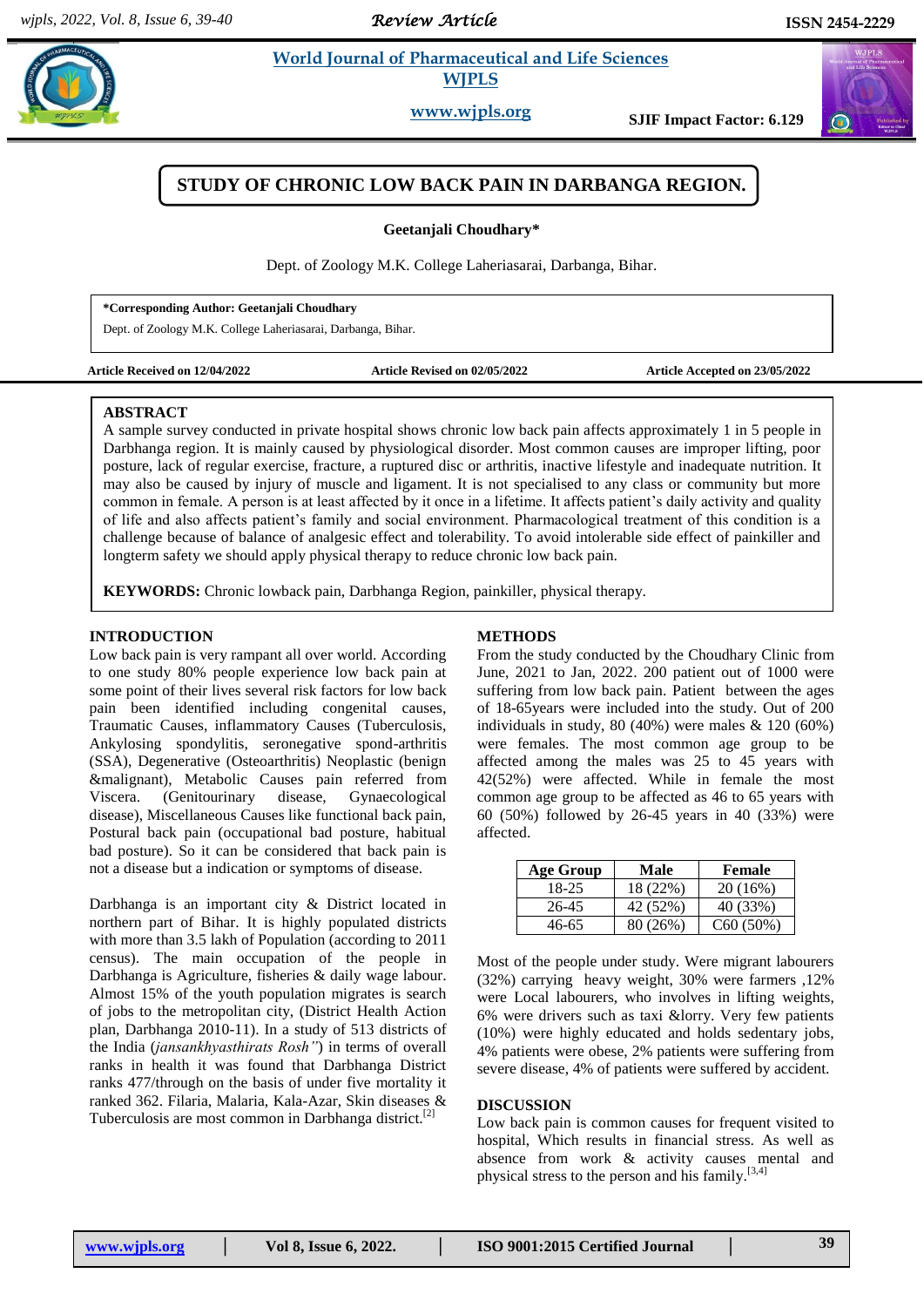# STUDY OF CHRONIC LOW BACK PAIN IN DARBANGA REGION.

**Geetanjali Choudhary***

Dept. of Zoology M.K. College Laheriasarai, Darbanga, Bihar.

**\*Corresponding Author: Geetanjali Choudhary**
Dept. of Zoology M.K. College Laheriasarai, Darbanga, Bihar.

**Article Received on 12/04/2022** **Article Revised on 02/05/2022** **Article Accepted on 23/05/2022**

## ABSTRACT

A sample survey conducted in private hospital shows chronic low back pain affects approximately 1 in 5 people in Darbhanga region. It is mainly caused by physiological disorder. Most common causes are improper lifting, poor posture, lack of regular exercise, fracture, a ruptured disc or arthritis, inactive lifestyle and inadequate nutrition. It may also be caused by injury of muscle and ligament. It is not specialised to any class or community but more common in female. A person is at least affected by it once in a lifetime. It affects patient's daily activity and quality of life and also affects patient's family and social environment. Pharmacological treatment of this condition is a challenge because of balance of analgesic effect and tolerability. To avoid intolerable side effect of painkiller and longterm safety we should apply physical therapy to reduce chronic low back pain.

**KEYWORDS:** Chronic lowback pain, Darbhanga Region, painkiller, physical therapy.

## INTRODUCTION

Low back pain is very rampant all over world. According to one study 80% people experience low back pain at some point of their lives several risk factors for low back pain been identified including congenital causes, Traumatic Causes, inflammatory Causes (Tuberculosis, Ankylosing spondylitis, seronegative spond-arthritis (SSA), Degenerative (Osteoarthritis) Neoplastic (benign &malignant), Metabolic Causes pain referred from Viscera. (Genitourinary disease, Gynaecological disease), Miscellaneous Causes like functional back pain, Postural back pain (occupational bad posture, habitual bad posture). So it can be considered that back pain is not a disease but a indication or symptoms of disease.

Darbhanga is an important city & District located in northern part of Bihar. It is highly populated districts with more than 3.5 lakh of Population (according to 2011 census). The main occupation of the people in Darbhanga is Agriculture, fisheries & daily wage labour. Almost 15% of the youth population migrates is search of jobs to the metropolitan city, (District Health Action plan, Darbhanga 2010-11). In a study of 513 districts of the India (*jansankhyasthirats Rosh"*) in terms of overall ranks in health it was found that Darbhanga District ranks 477/through on the basis of under five mortality it ranked 362. Filaria, Malaria, Kala-Azar, Skin diseases & Tuberculosis are most common in Darbhanga district.[2]

## METHODS

From the study conducted by the Choudhary Clinic from June, 2021 to Jan, 2022. 200 patient out of 1000 were suffering from low back pain. Patient between the ages of 18-65years were included into the study. Out of 200 individuals in study, 80 (40%) were males & 120 (60%) were females. The most common age group to be affected among the males was 25 to 45 years with 42(52%) were affected. While in female the most common age group to be affected as 46 to 65 years with 60 (50%) followed by 26-45 years in 40 (33%) were affected.

| Age Group | Male | Female |
|---|---|---|
| 18-25 | 18 (22%) | 20 (16%) |
| 26-45 | 42 (52%) | 40 (33%) |
| 46-65 | 80 (26%) | C60 (50%) |

Most of the people under study. Were migrant labourers (32%) carrying heavy weight, 30% were farmers ,12% were Local labourers, who involves in lifting weights, 6% were drivers such as taxi &lorry. Very few patients (10%) were highly educated and holds sedentary jobs, 4% patients were obese, 2% patients were suffering from severe disease, 4% of patients were suffered by accident.

## DISCUSSION

Low back pain is common causes for frequent visited to hospital, Which results in financial stress. As well as absence from work & activity causes mental and physical stress to the person and his family.[3,4]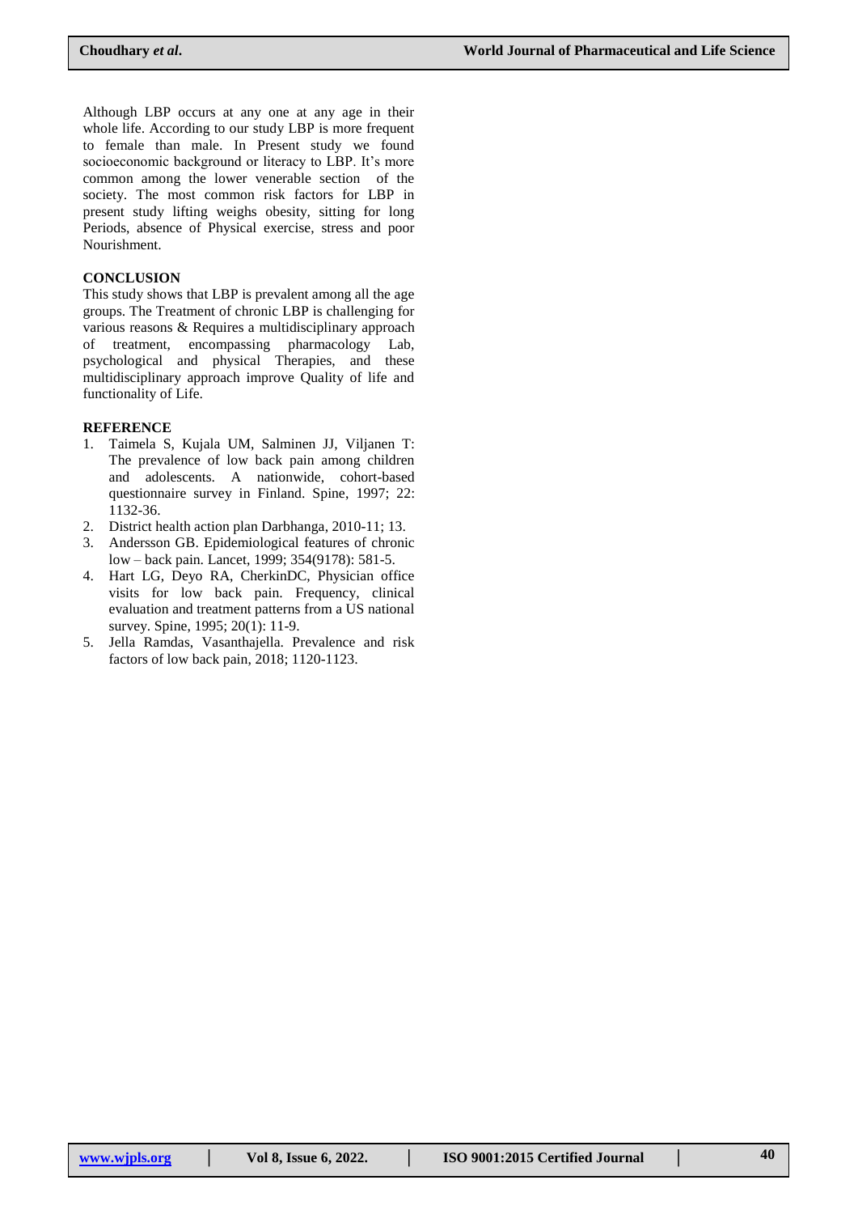Although LBP occurs at any one at any age in their whole life. According to our study LBP is more frequent to female than male. In Present study we found socioeconomic background or literacy to LBP. It's more common among the lower venerable section of the society. The most common risk factors for LBP in present study lifting weighs obesity, sitting for long Periods, absence of Physical exercise, stress and poor Nourishment.

## CONCLUSION

This study shows that LBP is prevalent among all the age groups. The Treatment of chronic LBP is challenging for various reasons & Requires a multidisciplinary approach of treatment, encompassing pharmacology Lab, psychological and physical Therapies, and these multidisciplinary approach improve Quality of life and functionality of Life.

## REFERENCE

1. Taimela S, Kujala UM, Salminen JJ, Viljanen T: The prevalence of low back pain among children and adolescents. A nationwide, cohort-based questionnaire survey in Finland. Spine, 1997; 22: 1132-36.
2. District health action plan Darbhanga, 2010-11; 13.
3. Andersson GB. Epidemiological features of chronic low – back pain. Lancet, 1999; 354(9178): 581-5.
4. Hart LG, Deyo RA, CherkinDC, Physician office visits for low back pain. Frequency, clinical evaluation and treatment patterns from a US national survey. Spine, 1995; 20(1): 11-9.
5. Jella Ramdas, Vasanthajella. Prevalence and risk factors of low back pain, 2018; 1120-1123.